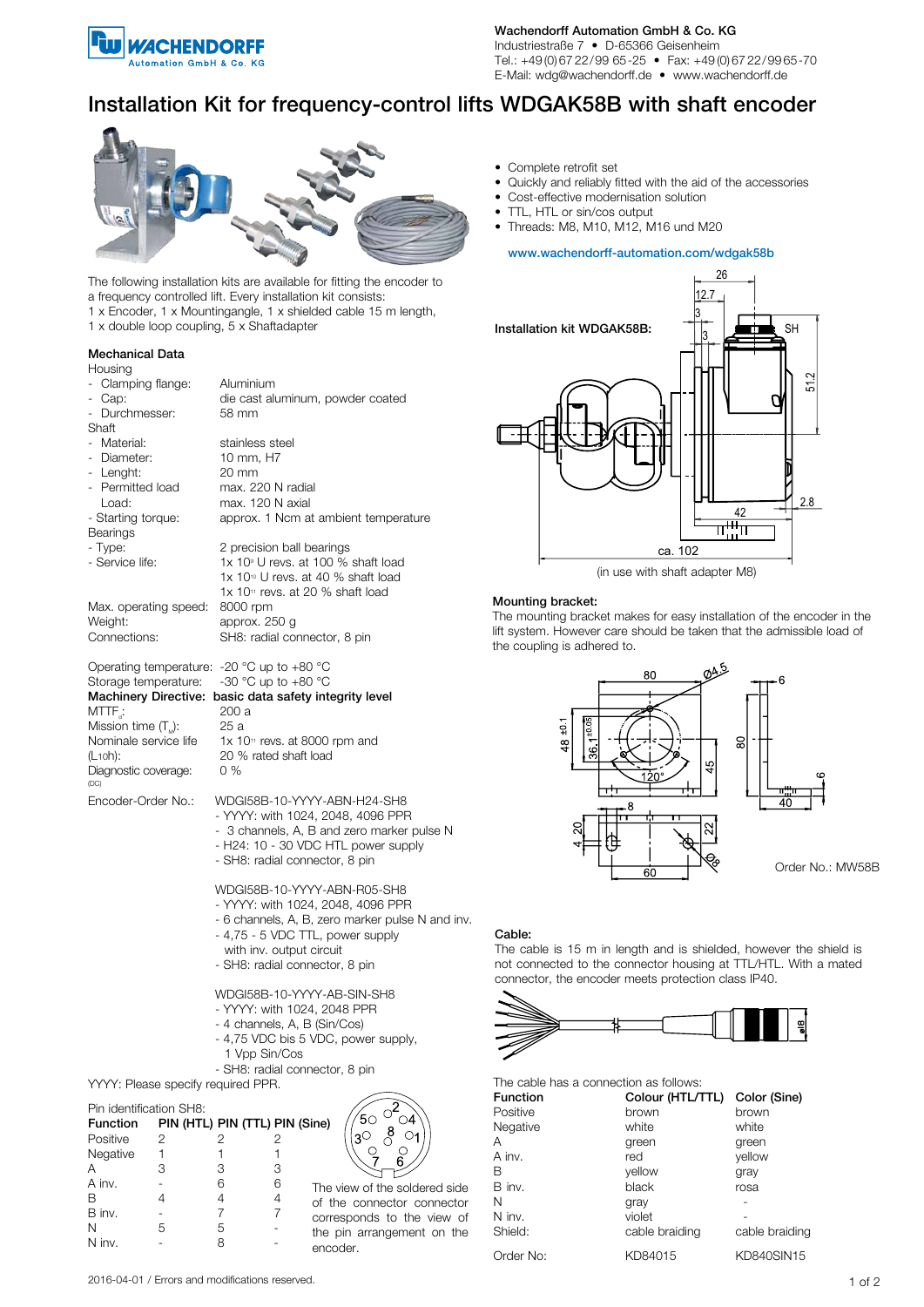Wachendorff Automation GmbH & Co. KG
Industriestraße 7 • D-65366 Geisenheim
Tel.: +49 (0) 67 22 / 99 65 -25 • Fax: +49 (0) 67 22 / 99 65 -70
E-Mail: wdg@wachendorff.de • www.wachendorff.de

# Installation Kit for frequency-control lifts WDGAK58B with shaft encoder

- Complete retrofit set
- Quickly and reliably fitted with the aid of the accessories
- Cost-effective modernisation solution
- TTL, HTL or sin/cos output
- Threads: M8, M10, M12, M16 und M20

www.wachendorff-automation.com/wdgak58b

The following installation kits are available for fitting the encoder to a frequency controlled lift. Every installation kit consists:
1 x Encoder, 1 x Mountingangle, 1 x shielded cable 15 m length,
1 x double loop coupling, 5 x Shaftadapter

**Installation kit WDGAK58B:**

(in use with shaft adapter M8)

### Mechanical Data

| | |
|---|---|
| Housing | |
| - Clamping flange: | Aluminium |
| - Cap: | die cast aluminum, powder coated |
| - Durchmesser: | 58 mm |
| Shaft | |
| - Material: | stainless steel |
| - Diameter: | 10 mm, H7 |
| - Lenght: | 20 mm |
| - Permitted load Load: | max. 220 N radial<br>max. 120 N axial |
| - Starting torque: | approx. 1 Ncm at ambient temperature |
| Bearings | |
| - Type: | 2 precision ball bearings |
| - Service life: | 1x $10^9$ U revs. at 100 % shaft load<br>1x $10^{10}$ U revs. at 40 % shaft load<br>1x $10^{11}$ revs. at 20 % shaft load |
| Max. operating speed: | 8000 rpm |
| Weight: | approx. 250 g |
| Connections: | SH8: radial connector, 8 pin |
| Operating temperature: | -20 °C up to +80 °C |
| Storage temperature: | -30 °C up to +80 °C |
| **Machinery Directive:** | **basic data safety integrity level** |
| $MTTF_d$: | 200 a |
| Mission time ($T_M$): | 25 a |
| Nominale service life ($L_{10h}$): | 1x $10^{11}$ revs. at 8000 rpm and 20 % rated shaft load |
| Diagnostic coverage: (DC) | 0 % |

Encoder-Order No.:

WDGI58B-10-YYYY-ABN-H24-SH8
- YYYY: with 1024, 2048, 4096 PPR
- 3 channels, A, B and zero marker pulse N
- H24: 10 - 30 VDC HTL power supply
- SH8: radial connector, 8 pin

WDGI58B-10-YYYY-ABN-R05-SH8
- YYYY: with 1024, 2048, 4096 PPR
- 6 channels, A, B, zero marker pulse N and inv.
- 4,75 - 5 VDC TTL, power supply with inv. output circuit
- SH8: radial connector, 8 pin

WDGI58B-10-YYYY-AB-SIN-SH8
- YYYY: with 1024, 2048 PPR
- 4 channels, A, B (Sin/Cos)
- 4,75 VDC bis 5 VDC, power supply, 1 Vpp Sin/Cos
- SH8: radial connector, 8 pin

YYYY: Please specify required PPR.

Pin identification SH8:

| Function | PIN (HTL) | PIN (TTL) | PIN (Sine) |
|---|---|---|---|
| Positive | 2 | 2 | 2 |
| Negative | 1 | 1 | 1 |
| A | 3 | 3 | 3 |
| A inv. | - | 6 | 6 |
| B | 4 | 4 | 4 |
| B inv. | - | 7 | 7 |
| N | 5 | 5 | - |
| N inv. | - | 8 | - |

The view of the soldered side of the connector connector corresponds to the view of the pin arrangement on the encoder.

**Mounting bracket:**
The mounting bracket makes for easy installation of the encoder in the lift system. However care should be taken that the admissible load of the coupling is adhered to.

Order No.: MW58B

**Cable:**
The cable is 15 m in length and is shielded, however the shield is not connected to the connector housing at TTL/HTL. With a mated connector, the encoder meets protection class IP40.

The cable has a connection as follows:

| Function | Colour (HTL/TTL) | Color (Sine) |
|---|---|---|
| Positive | brown | brown |
| Negative | white | white |
| A | green | green |
| A inv. | red | yellow |
| B | yellow | gray |
| B inv. | black | rosa |
| N | gray | - |
| N inv. | violet | - |
| Shield: | cable braiding | cable braiding |
| Order No: | KD84015 | KD840SIN15 |

2016-04-01 / Errors and modifications reserved.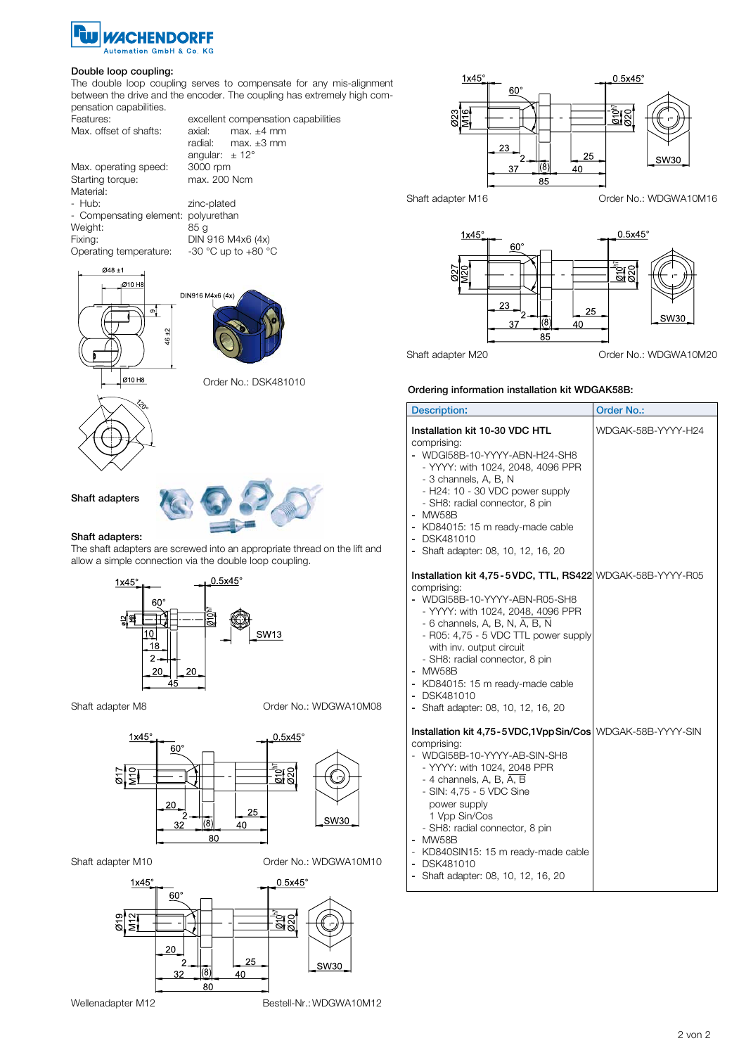### Double loop coupling:

The double loop coupling serves to compensate for any mis-alignment between the drive and the encoder. The coupling has extremely high compensation capabilities.

| | |
|---|---|
| Features: | excellent compensation capabilities |
| Max. offset of shafts: | axial: max. ±4 mm |
| | radial: max. ±3 mm |
| | angular: ± 12° |
| Max. operating speed: | 3000 rpm |
| Starting torque: | max. 200 Ncm |
| Material: | |
| - Hub: | zinc-plated |
| - Compensating element: | polyurethan |
| Weight: | 85 g |
| Fixing: | DIN 916 M4x6 (4x) |
| Operating temperature: | -30 °C up to +80 °C |

Ø48 ±1
Ø10 H8
9
46 ±2
Ø10 H8
DIN916 M4x6 (4x)
120°

Order No.: DSK481010

**Shaft adapters**

**Shaft adapters:**

The shaft adapters are screwed into an appropriate thread on the lift and allow a simple connection via the double loop coupling.

1x45° 0.5x45° 60° Ø12 M8 Ø10h7 SW13 10 18 2 20 20 45

Shaft adapter M8 Order No.: WDGWA10M08

1x45° 0.5x45° 60° Ø17 M10 Ø10h7 Ø20 SW30 20 2 25 32 (8) 40 80

Shaft adapter M10 Order No.: WDGWA10M10

1x45° 0.5x45° 60° Ø19 M12 Ø10h7 Ø20 SW30 20 2 25 32 (8) 40 80

Wellenadapter M12 Bestell-Nr.: WDGWA10M12

1x45° 0.5x45° 60° Ø23 M16 Ø10h7 Ø20 SW30 23 2 25 37 (8) 40 85

Shaft adapter M16 Order No.: WDGWA10M16

1x45° 0.5x45° 60° Ø27 M20 Ø10h7 Ø20 SW30 23 2 25 37 (8) 40 85

Shaft adapter M20 Order No.: WDGWA10M20

**Ordering information installation kit WDGAK58B:**

| Description: | Order No.: |
|---|---|
| **Installation kit 10-30 VDC HTL**<br>comprising:<br>- WDGI58B-10-YYYY-ABN-H24-SH8<br>  - YYYY: with 1024, 2048, 4096 PPR<br>  - 3 channels, A, B, N<br>  - H24: 10 - 30 VDC power supply<br>  - SH8: radial connector, 8 pin<br>- MW58B<br>- KD84015: 15 m ready-made cable<br>- DSK481010<br>- Shaft adapter: 08, 10, 12, 16, 20 | WDGAK-58B-YYYY-H24 |
| **Installation kit 4,75 - 5 VDC, TTL, RS422**<br>comprising:<br>- WDGI58B-10-YYYY-ABN-R05-SH8<br>  - YYYY: with 1024, 2048, 4096 PPR<br>  - 6 channels, A, B, N, $\overline{A}$, $\overline{B}$, $\overline{N}$<br>  - R05: 4,75 - 5 VDC TTL power supply with inv. output circuit<br>  - SH8: radial connector, 8 pin<br>- MW58B<br>- KD84015: 15 m ready-made cable<br>- DSK481010<br>- Shaft adapter: 08, 10, 12, 16, 20 | WDGAK-58B-YYYY-R05 |
| **Installation kit 4,75 - 5 VDC, 1 Vpp Sin/Cos**<br>comprising:<br>- WDGI58B-10-YYYY-AB-SIN-SH8<br>  - YYYY: with 1024, 2048 PPR<br>  - 4 channels, A, B, $\overline{A}$, $\overline{B}$<br>  - SIN: 4,75 - 5 VDC Sine power supply 1 Vpp Sin/Cos<br>  - SH8: radial connector, 8 pin<br>- MW58B<br>- KD840SIN15: 15 m ready-made cable<br>- DSK481010<br>- Shaft adapter: 08, 10, 12, 16, 20 | WDGAK-58B-YYYY-SIN |